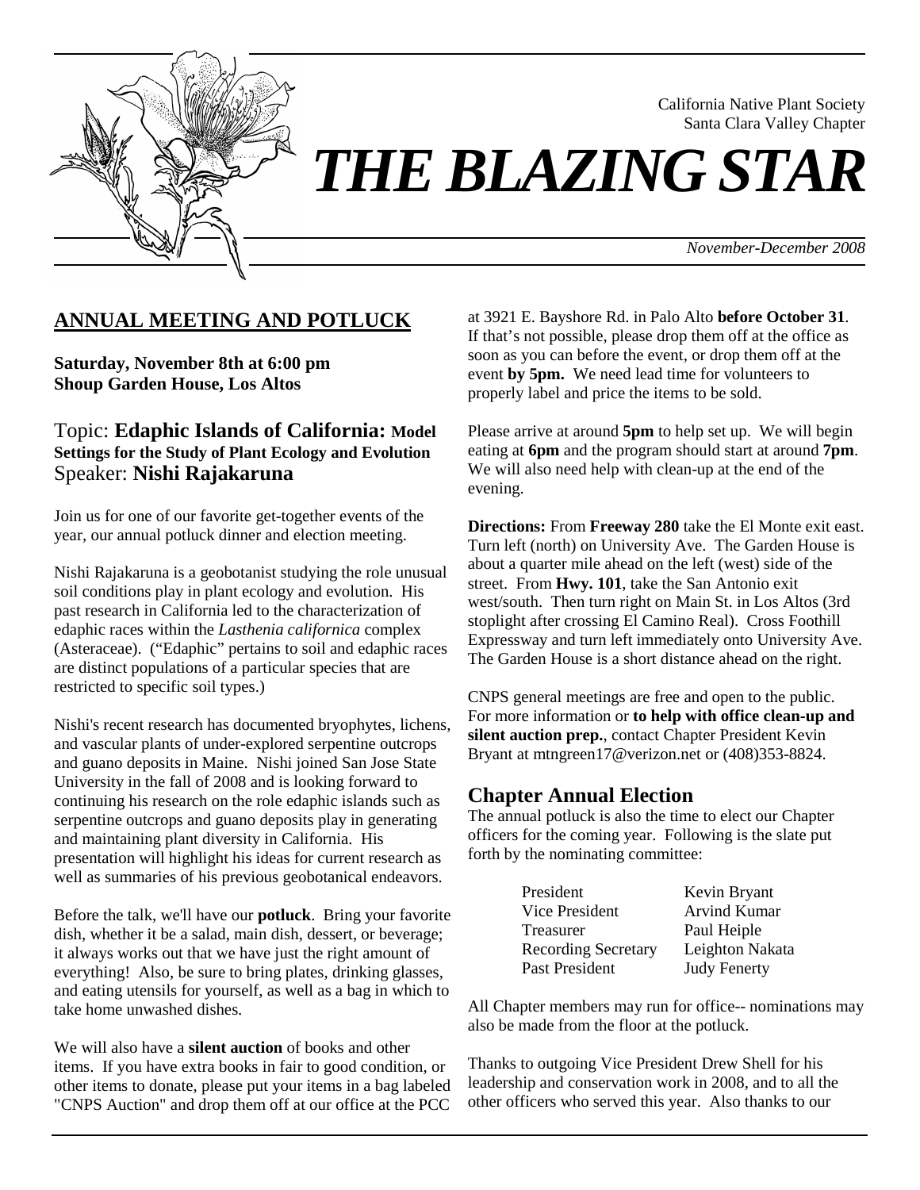California Native Plant Society
Santa Clara Valley Chapter

# *THE BLAZING STAR*

*November-December 2008*

## ANNUAL MEETING AND POTLUCK

**Saturday, November 8th at 6:00 pm**
**Shoup Garden House, Los Altos**

### Topic: **Edaphic Islands of California: Model Settings for the Study of Plant Ecology and Evolution**
### Speaker: **Nishi Rajakaruna**

Join us for one of our favorite get-together events of the year, our annual potluck dinner and election meeting.

Nishi Rajakaruna is a geobotanist studying the role unusual soil conditions play in plant ecology and evolution. His past research in California led to the characterization of edaphic races within the *Lasthenia californica* complex (Asteraceae). ("Edaphic" pertains to soil and edaphic races are distinct populations of a particular species that are restricted to specific soil types.)

Nishi's recent research has documented bryophytes, lichens, and vascular plants of under-explored serpentine outcrops and guano deposits in Maine. Nishi joined San Jose State University in the fall of 2008 and is looking forward to continuing his research on the role edaphic islands such as serpentine outcrops and guano deposits play in generating and maintaining plant diversity in California. His presentation will highlight his ideas for current research as well as summaries of his previous geobotanical endeavors.

Before the talk, we'll have our **potluck**. Bring your favorite dish, whether it be a salad, main dish, dessert, or beverage; it always works out that we have just the right amount of everything! Also, be sure to bring plates, drinking glasses, and eating utensils for yourself, as well as a bag in which to take home unwashed dishes.

We will also have a **silent auction** of books and other items. If you have extra books in fair to good condition, or other items to donate, please put your items in a bag labeled "CNPS Auction" and drop them off at our office at the PCC at 3921 E. Bayshore Rd. in Palo Alto **before October 31**. If that's not possible, please drop them off at the office as soon as you can before the event, or drop them off at the event **by 5pm.** We need lead time for volunteers to properly label and price the items to be sold.

Please arrive at around **5pm** to help set up. We will begin eating at **6pm** and the program should start at around **7pm**. We will also need help with clean-up at the end of the evening.

**Directions:** From **Freeway 280** take the El Monte exit east. Turn left (north) on University Ave. The Garden House is about a quarter mile ahead on the left (west) side of the street. From **Hwy. 101**, take the San Antonio exit west/south. Then turn right on Main St. in Los Altos (3rd stoplight after crossing El Camino Real). Cross Foothill Expressway and turn left immediately onto University Ave. The Garden House is a short distance ahead on the right.

CNPS general meetings are free and open to the public. For more information or **to help with office clean-up and silent auction prep.**, contact Chapter President Kevin Bryant at mtngreen17@verizon.net or (408)353-8824.

## Chapter Annual Election

The annual potluck is also the time to elect our Chapter officers for the coming year. Following is the slate put forth by the nominating committee:

| | |
|---|---|
| President | Kevin Bryant |
| Vice President | Arvind Kumar |
| Treasurer | Paul Heiple |
| Recording Secretary | Leighton Nakata |
| Past President | Judy Fenerty |

All Chapter members may run for office-- nominations may also be made from the floor at the potluck.

Thanks to outgoing Vice President Drew Shell for his leadership and conservation work in 2008, and to all the other officers who served this year. Also thanks to our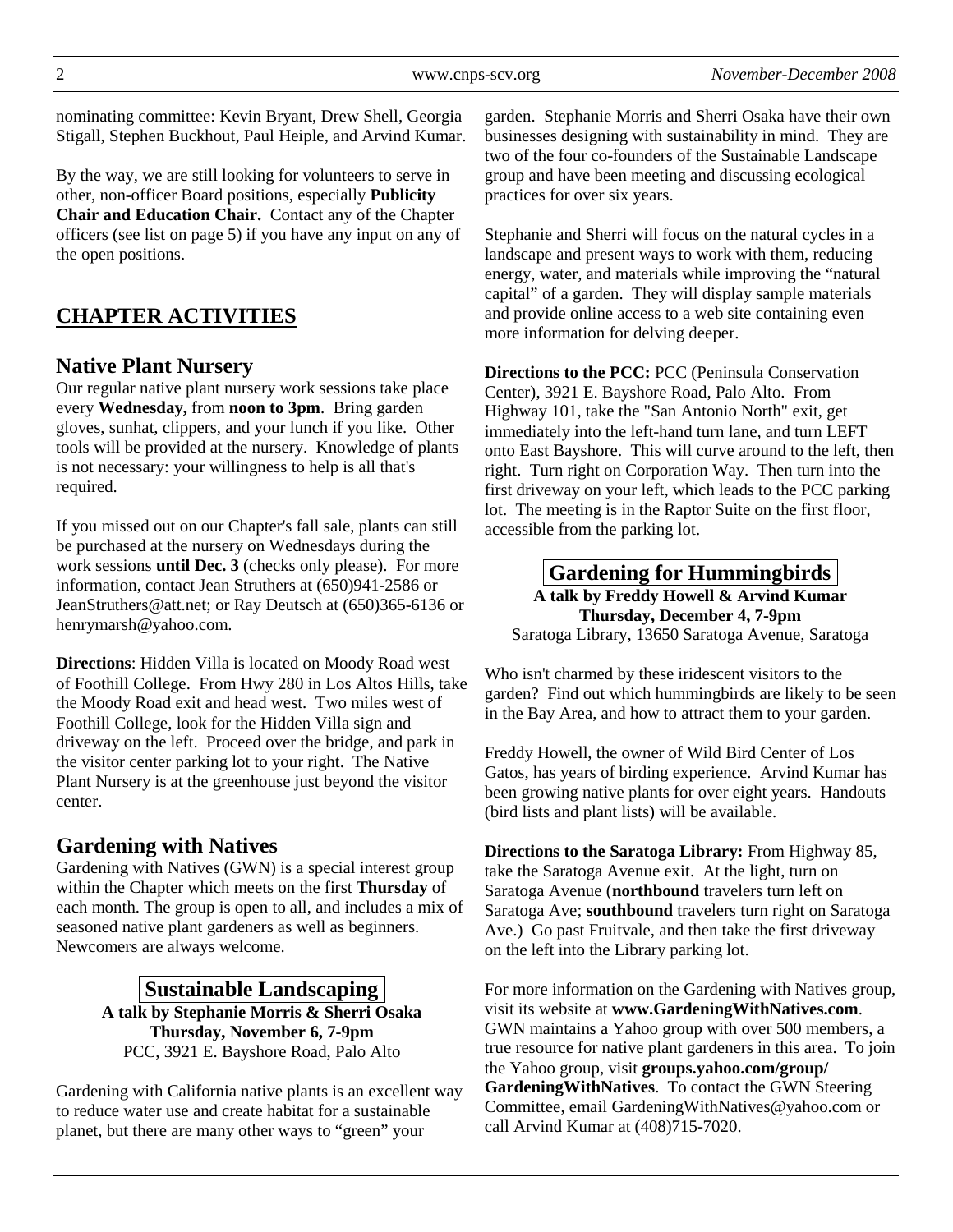nominating committee: Kevin Bryant, Drew Shell, Georgia Stigall, Stephen Buckhout, Paul Heiple, and Arvind Kumar.

By the way, we are still looking for volunteers to serve in other, non-officer Board positions, especially **Publicity Chair and Education Chair.** Contact any of the Chapter officers (see list on page 5) if you have any input on any of the open positions.

## CHAPTER ACTIVITIES

### Native Plant Nursery

Our regular native plant nursery work sessions take place every **Wednesday,** from **noon to 3pm**. Bring garden gloves, sunhat, clippers, and your lunch if you like. Other tools will be provided at the nursery. Knowledge of plants is not necessary: your willingness to help is all that's required.

If you missed out on our Chapter's fall sale, plants can still be purchased at the nursery on Wednesdays during the work sessions **until Dec. 3** (checks only please). For more information, contact Jean Struthers at (650)941-2586 or JeanStruthers@att.net; or Ray Deutsch at (650)365-6136 or henrymarsh@yahoo.com.

**Directions**: Hidden Villa is located on Moody Road west of Foothill College. From Hwy 280 in Los Altos Hills, take the Moody Road exit and head west. Two miles west of Foothill College, look for the Hidden Villa sign and driveway on the left. Proceed over the bridge, and park in the visitor center parking lot to your right. The Native Plant Nursery is at the greenhouse just beyond the visitor center.

### Gardening with Natives

Gardening with Natives (GWN) is a special interest group within the Chapter which meets on the first **Thursday** of each month. The group is open to all, and includes a mix of seasoned native plant gardeners as well as beginners. Newcomers are always welcome.

#### Sustainable Landscaping

**A talk by Stephanie Morris & Sherri Osaka**
**Thursday, November 6, 7-9pm**
PCC, 3921 E. Bayshore Road, Palo Alto

Gardening with California native plants is an excellent way to reduce water use and create habitat for a sustainable planet, but there are many other ways to "green" your garden. Stephanie Morris and Sherri Osaka have their own businesses designing with sustainability in mind. They are two of the four co-founders of the Sustainable Landscape group and have been meeting and discussing ecological practices for over six years.

Stephanie and Sherri will focus on the natural cycles in a landscape and present ways to work with them, reducing energy, water, and materials while improving the "natural capital" of a garden. They will display sample materials and provide online access to a web site containing even more information for delving deeper.

**Directions to the PCC:** PCC (Peninsula Conservation Center), 3921 E. Bayshore Road, Palo Alto. From Highway 101, take the "San Antonio North" exit, get immediately into the left-hand turn lane, and turn LEFT onto East Bayshore. This will curve around to the left, then right. Turn right on Corporation Way. Then turn into the first driveway on your left, which leads to the PCC parking lot. The meeting is in the Raptor Suite on the first floor, accessible from the parking lot.

#### Gardening for Hummingbirds

**A talk by Freddy Howell & Arvind Kumar**
**Thursday, December 4, 7-9pm**
Saratoga Library, 13650 Saratoga Avenue, Saratoga

Who isn't charmed by these iridescent visitors to the garden? Find out which hummingbirds are likely to be seen in the Bay Area, and how to attract them to your garden.

Freddy Howell, the owner of Wild Bird Center of Los Gatos, has years of birding experience. Arvind Kumar has been growing native plants for over eight years. Handouts (bird lists and plant lists) will be available.

**Directions to the Saratoga Library:** From Highway 85, take the Saratoga Avenue exit. At the light, turn on Saratoga Avenue (**northbound** travelers turn left on Saratoga Ave; **southbound** travelers turn right on Saratoga Ave.) Go past Fruitvale, and then take the first driveway on the left into the Library parking lot.

For more information on the Gardening with Natives group, visit its website at **www.GardeningWithNatives.com**. GWN maintains a Yahoo group with over 500 members, a true resource for native plant gardeners in this area. To join the Yahoo group, visit **groups.yahoo.com/group/GardeningWithNatives**. To contact the GWN Steering Committee, email GardeningWithNatives@yahoo.com or call Arvind Kumar at (408)715-7020.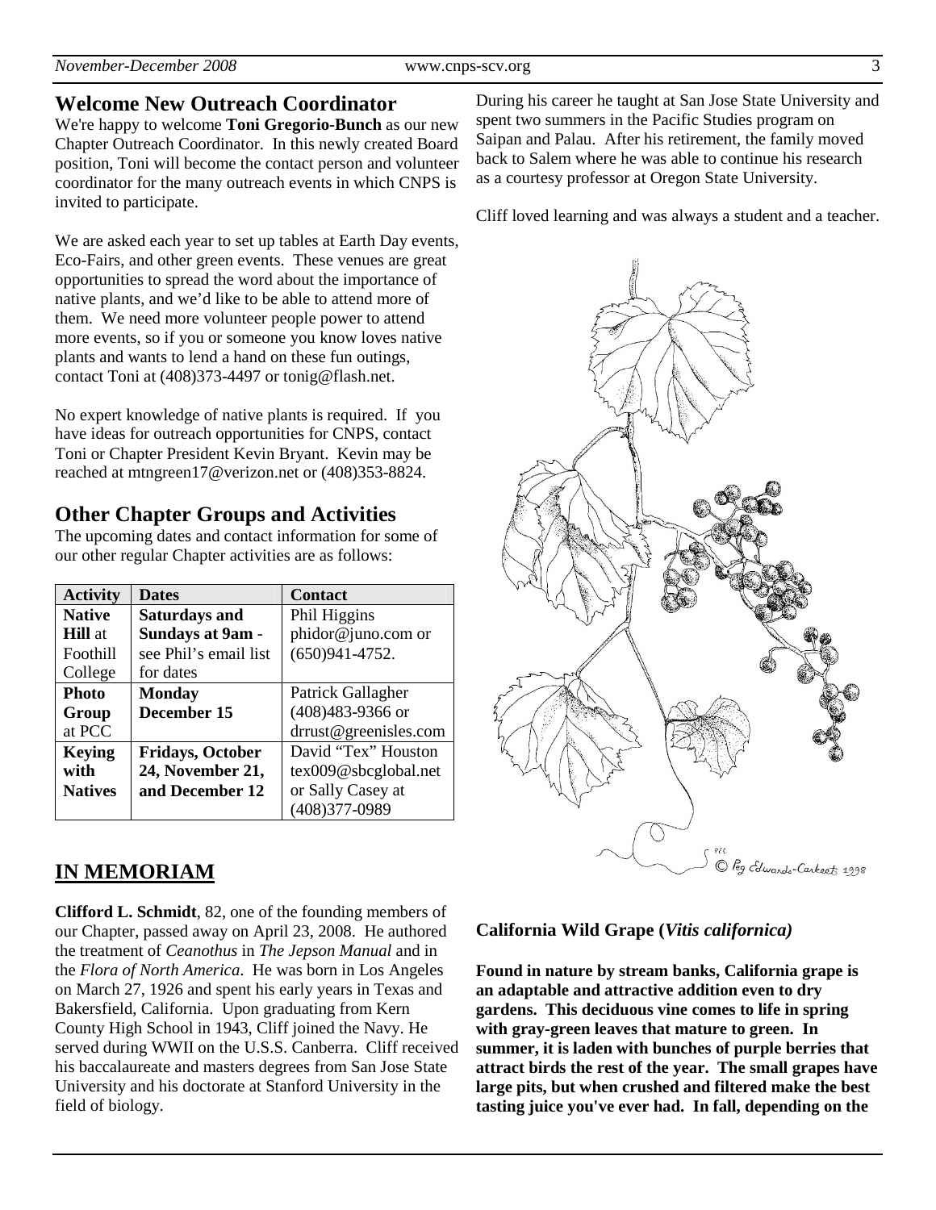## Welcome New Outreach Coordinator

We're happy to welcome **Toni Gregorio-Bunch** as our new Chapter Outreach Coordinator. In this newly created Board position, Toni will become the contact person and volunteer coordinator for the many outreach events in which CNPS is invited to participate.

We are asked each year to set up tables at Earth Day events, Eco-Fairs, and other green events. These venues are great opportunities to spread the word about the importance of native plants, and we'd like to be able to attend more of them. We need more volunteer people power to attend more events, so if you or someone you know loves native plants and wants to lend a hand on these fun outings, contact Toni at (408)373-4497 or tonig@flash.net.

No expert knowledge of native plants is required. If you have ideas for outreach opportunities for CNPS, contact Toni or Chapter President Kevin Bryant. Kevin may be reached at mtngreen17@verizon.net or (408)353-8824.

## Other Chapter Groups and Activities

The upcoming dates and contact information for some of our other regular Chapter activities are as follows:

| Activity | Dates | Contact |
|---|---|---|
| **Native Hill** at Foothill College | **Saturdays and Sundays at 9am** - see Phil's email list for dates | Phil Higgins phidor@juno.com or (650)941-4752. |
| **Photo Group** at PCC | **Monday December 15** | Patrick Gallagher (408)483-9366 or drrust@greenisles.com |
| **Keying with Natives** | **Fridays, October 24, November 21, and December 12** | David "Tex" Houston tex009@sbcglobal.net or Sally Casey at (408)377-0989 |

## IN MEMORIAM

**Clifford L. Schmidt**, 82, one of the founding members of our Chapter, passed away on April 23, 2008. He authored the treatment of *Ceanothus* in *The Jepson Manual* and in the *Flora of North America*. He was born in Los Angeles on March 27, 1926 and spent his early years in Texas and Bakersfield, California. Upon graduating from Kern County High School in 1943, Cliff joined the Navy. He served during WWII on the U.S.S. Canberra. Cliff received his baccalaureate and masters degrees from San Jose State University and his doctorate at Stanford University in the field of biology.

During his career he taught at San Jose State University and spent two summers in the Pacific Studies program on Saipan and Palau. After his retirement, the family moved back to Salem where he was able to continue his research as a courtesy professor at Oregon State University.

Cliff loved learning and was always a student and a teacher.

© Peg Edwards-Carkeet 1998

### California Wild Grape (*Vitis californica*)

**Found in nature by stream banks, California grape is an adaptable and attractive addition even to dry gardens. This deciduous vine comes to life in spring with gray-green leaves that mature to green. In summer, it is laden with bunches of purple berries that attract birds the rest of the year. The small grapes have large pits, but when crushed and filtered make the best tasting juice you've ever had. In fall, depending on the**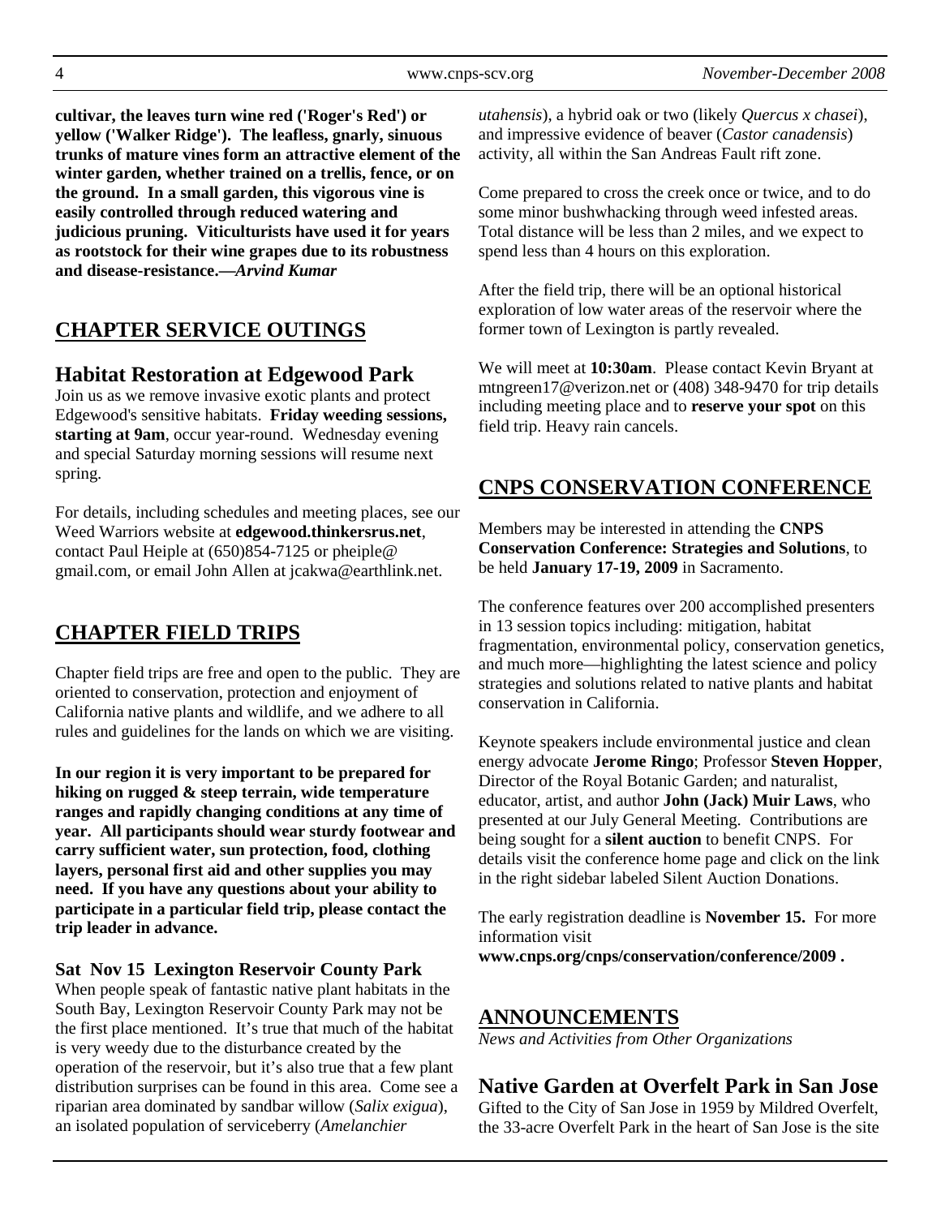**cultivar, the leaves turn wine red ('Roger's Red') or yellow ('Walker Ridge'). The leafless, gnarly, sinuous trunks of mature vines form an attractive element of the winter garden, whether trained on a trellis, fence, or on the ground. In a small garden, this vigorous vine is easily controlled through reduced watering and judicious pruning. Viticulturists have used it for years as rootstock for their wine grapes due to its robustness and disease-resistance.—*Arvind Kumar***

## CHAPTER SERVICE OUTINGS

### Habitat Restoration at Edgewood Park

Join us as we remove invasive exotic plants and protect Edgewood's sensitive habitats. **Friday weeding sessions, starting at 9am**, occur year-round. Wednesday evening and special Saturday morning sessions will resume next spring.

For details, including schedules and meeting places, see our Weed Warriors website at **edgewood.thinkersrus.net**, contact Paul Heiple at (650)854-7125 or pheiple@ gmail.com, or email John Allen at jcakwa@earthlink.net.

## CHAPTER FIELD TRIPS

Chapter field trips are free and open to the public. They are oriented to conservation, protection and enjoyment of California native plants and wildlife, and we adhere to all rules and guidelines for the lands on which we are visiting.

**In our region it is very important to be prepared for hiking on rugged & steep terrain, wide temperature ranges and rapidly changing conditions at any time of year. All participants should wear sturdy footwear and carry sufficient water, sun protection, food, clothing layers, personal first aid and other supplies you may need. If you have any questions about your ability to participate in a particular field trip, please contact the trip leader in advance.**

### Sat Nov 15 Lexington Reservoir County Park

When people speak of fantastic native plant habitats in the South Bay, Lexington Reservoir County Park may not be the first place mentioned. It's true that much of the habitat is very weedy due to the disturbance created by the operation of the reservoir, but it's also true that a few plant distribution surprises can be found in this area. Come see a riparian area dominated by sandbar willow (*Salix exigua*), an isolated population of serviceberry (*Amelanchier utahensis*), a hybrid oak or two (likely *Quercus x chasei*), and impressive evidence of beaver (*Castor canadensis*) activity, all within the San Andreas Fault rift zone.

Come prepared to cross the creek once or twice, and to do some minor bushwhacking through weed infested areas. Total distance will be less than 2 miles, and we expect to spend less than 4 hours on this exploration.

After the field trip, there will be an optional historical exploration of low water areas of the reservoir where the former town of Lexington is partly revealed.

We will meet at **10:30am**. Please contact Kevin Bryant at mtngreen17@verizon.net or (408) 348-9470 for trip details including meeting place and to **reserve your spot** on this field trip. Heavy rain cancels.

## CNPS CONSERVATION CONFERENCE

Members may be interested in attending the **CNPS Conservation Conference: Strategies and Solutions**, to be held **January 17-19, 2009** in Sacramento.

The conference features over 200 accomplished presenters in 13 session topics including: mitigation, habitat fragmentation, environmental policy, conservation genetics, and much more—highlighting the latest science and policy strategies and solutions related to native plants and habitat conservation in California.

Keynote speakers include environmental justice and clean energy advocate **Jerome Ringo**; Professor **Steven Hopper**, Director of the Royal Botanic Garden; and naturalist, educator, artist, and author **John (Jack) Muir Laws**, who presented at our July General Meeting. Contributions are being sought for a **silent auction** to benefit CNPS. For details visit the conference home page and click on the link in the right sidebar labeled Silent Auction Donations.

The early registration deadline is **November 15.** For more information visit **www.cnps.org/cnps/conservation/conference/2009 .**

## ANNOUNCEMENTS

*News and Activities from Other Organizations*

### Native Garden at Overfelt Park in San Jose

Gifted to the City of San Jose in 1959 by Mildred Overfelt, the 33-acre Overfelt Park in the heart of San Jose is the site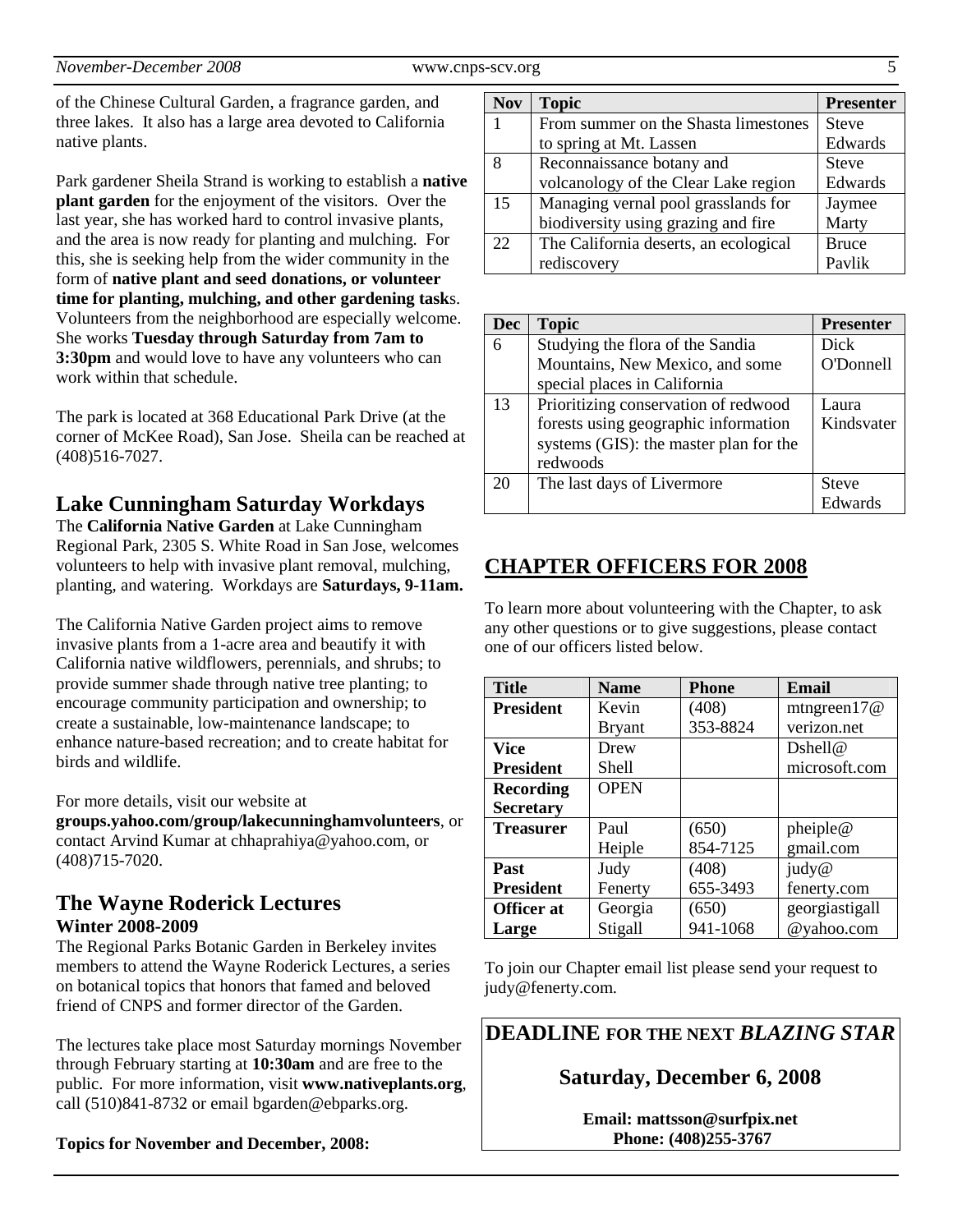of the Chinese Cultural Garden, a fragrance garden, and three lakes. It also has a large area devoted to California native plants.

Park gardener Sheila Strand is working to establish a **native plant garden** for the enjoyment of the visitors. Over the last year, she has worked hard to control invasive plants, and the area is now ready for planting and mulching. For this, she is seeking help from the wider community in the form of **native plant and seed donations, or volunteer time for planting, mulching, and other gardening task**s. Volunteers from the neighborhood are especially welcome. She works **Tuesday through Saturday from 7am to 3:30pm** and would love to have any volunteers who can work within that schedule.

The park is located at 368 Educational Park Drive (at the corner of McKee Road), San Jose. Sheila can be reached at (408)516-7027.

## Lake Cunningham Saturday Workdays

The **California Native Garden** at Lake Cunningham Regional Park, 2305 S. White Road in San Jose, welcomes volunteers to help with invasive plant removal, mulching, planting, and watering. Workdays are **Saturdays, 9-11am.**

The California Native Garden project aims to remove invasive plants from a 1-acre area and beautify it with California native wildflowers, perennials, and shrubs; to provide summer shade through native tree planting; to encourage community participation and ownership; to create a sustainable, low-maintenance landscape; to enhance nature-based recreation; and to create habitat for birds and wildlife.

For more details, visit our website at **groups.yahoo.com/group/lakecunninghamvolunteers**, or contact Arvind Kumar at chhaprahiya@yahoo.com, or (408)715-7020.

## The Wayne Roderick Lectures
### Winter 2008-2009

The Regional Parks Botanic Garden in Berkeley invites members to attend the Wayne Roderick Lectures, a series on botanical topics that honors that famed and beloved friend of CNPS and former director of the Garden.

The lectures take place most Saturday mornings November through February starting at **10:30am** and are free to the public. For more information, visit **www.nativeplants.org**, call (510)841-8732 or email bgarden@ebparks.org.

**Topics for November and December, 2008:**

| Nov | Topic | Presenter |
|---|---|---|
| 1 | From summer on the Shasta limestones to spring at Mt. Lassen | Steve Edwards |
| 8 | Reconnaissance botany and volcanology of the Clear Lake region | Steve Edwards |
| 15 | Managing vernal pool grasslands for biodiversity using grazing and fire | Jaymee Marty |
| 22 | The California deserts, an ecological rediscovery | Bruce Pavlik |

| Dec | Topic | Presenter |
|---|---|---|
| 6 | Studying the flora of the Sandia Mountains, New Mexico, and some special places in California | Dick O'Donnell |
| 13 | Prioritizing conservation of redwood forests using geographic information systems (GIS): the master plan for the redwoods | Laura Kindsvater |
| 20 | The last days of Livermore | Steve Edwards |

## CHAPTER OFFICERS FOR 2008

To learn more about volunteering with the Chapter, to ask any other questions or to give suggestions, please contact one of our officers listed below.

| Title | Name | Phone | Email |
|---|---|---|---|
| **President** | Kevin Bryant | (408) 353-8824 | mtngreen17@verizon.net |
| **Vice President** | Drew Shell | | Dshell@microsoft.com |
| **Recording Secretary** | OPEN | | |
| **Treasurer** | Paul Heiple | (650) 854-7125 | pheiple@gmail.com |
| **Past President** | Judy Fenerty | (408) 655-3493 | judy@fenerty.com |
| **Officer at Large** | Georgia Stigall | (650) 941-1068 | georgiastigall@yahoo.com |

To join our Chapter email list please send your request to judy@fenerty.com.

**DEADLINE FOR THE NEXT *BLAZING STAR***

**Saturday, December 6, 2008**

**Email: mattsson@surfpix.net**
**Phone: (408)255-3767**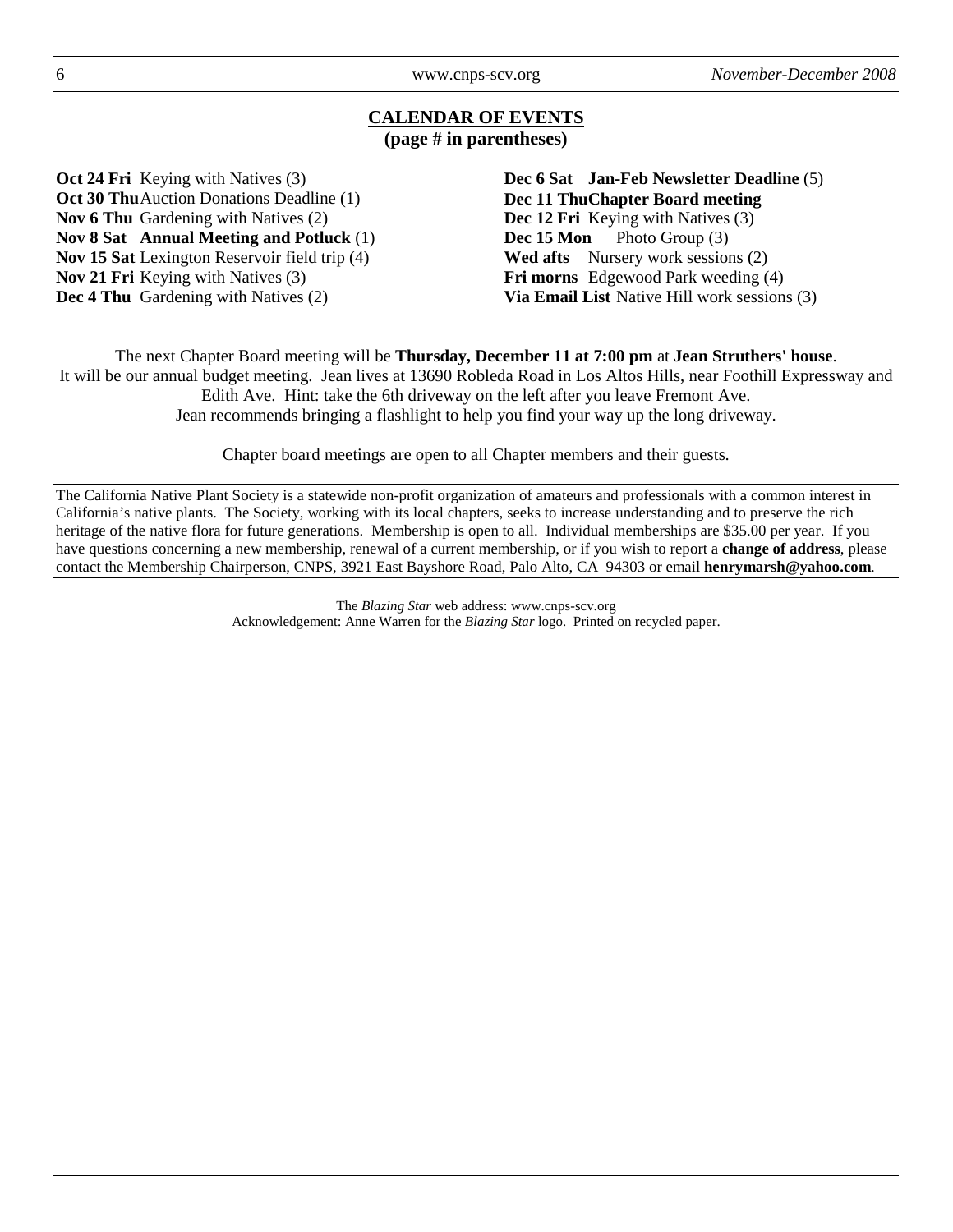## CALENDAR OF EVENTS
**(page # in parentheses)**

**Oct 24 Fri** Keying with Natives (3)
**Oct 30 Thu** Auction Donations Deadline (1)
**Nov 6 Thu** Gardening with Natives (2)
**Nov 8 Sat** **Annual Meeting and Potluck** (1)
**Nov 15 Sat** Lexington Reservoir field trip (4)
**Nov 21 Fri** Keying with Natives (3)
**Dec 4 Thu** Gardening with Natives (2)
**Dec 6 Sat** **Jan-Feb Newsletter Deadline** (5)
**Dec 11 Thu** **Chapter Board meeting**
**Dec 12 Fri** Keying with Natives (3)
**Dec 15 Mon** Photo Group (3)
**Wed afts** Nursery work sessions (2)
**Fri morns** Edgewood Park weeding (4)
**Via Email List** Native Hill work sessions (3)

The next Chapter Board meeting will be **Thursday, December 11 at 7:00 pm** at **Jean Struthers' house**. It will be our annual budget meeting. Jean lives at 13690 Robleda Road in Los Altos Hills, near Foothill Expressway and Edith Ave. Hint: take the 6th driveway on the left after you leave Fremont Ave. Jean recommends bringing a flashlight to help you find your way up the long driveway.

Chapter board meetings are open to all Chapter members and their guests.

---

The California Native Plant Society is a statewide non-profit organization of amateurs and professionals with a common interest in California's native plants. The Society, working with its local chapters, seeks to increase understanding and to preserve the rich heritage of the native flora for future generations. Membership is open to all. Individual memberships are $35.00 per year. If you have questions concerning a new membership, renewal of a current membership, or if you wish to report a **change of address**, please contact the Membership Chairperson, CNPS, 3921 East Bayshore Road, Palo Alto, CA 94303 or email **henrymarsh@yahoo.com**.

---

The *Blazing Star* web address: www.cnps-scv.org
Acknowledgement: Anne Warren for the *Blazing Star* logo. Printed on recycled paper.